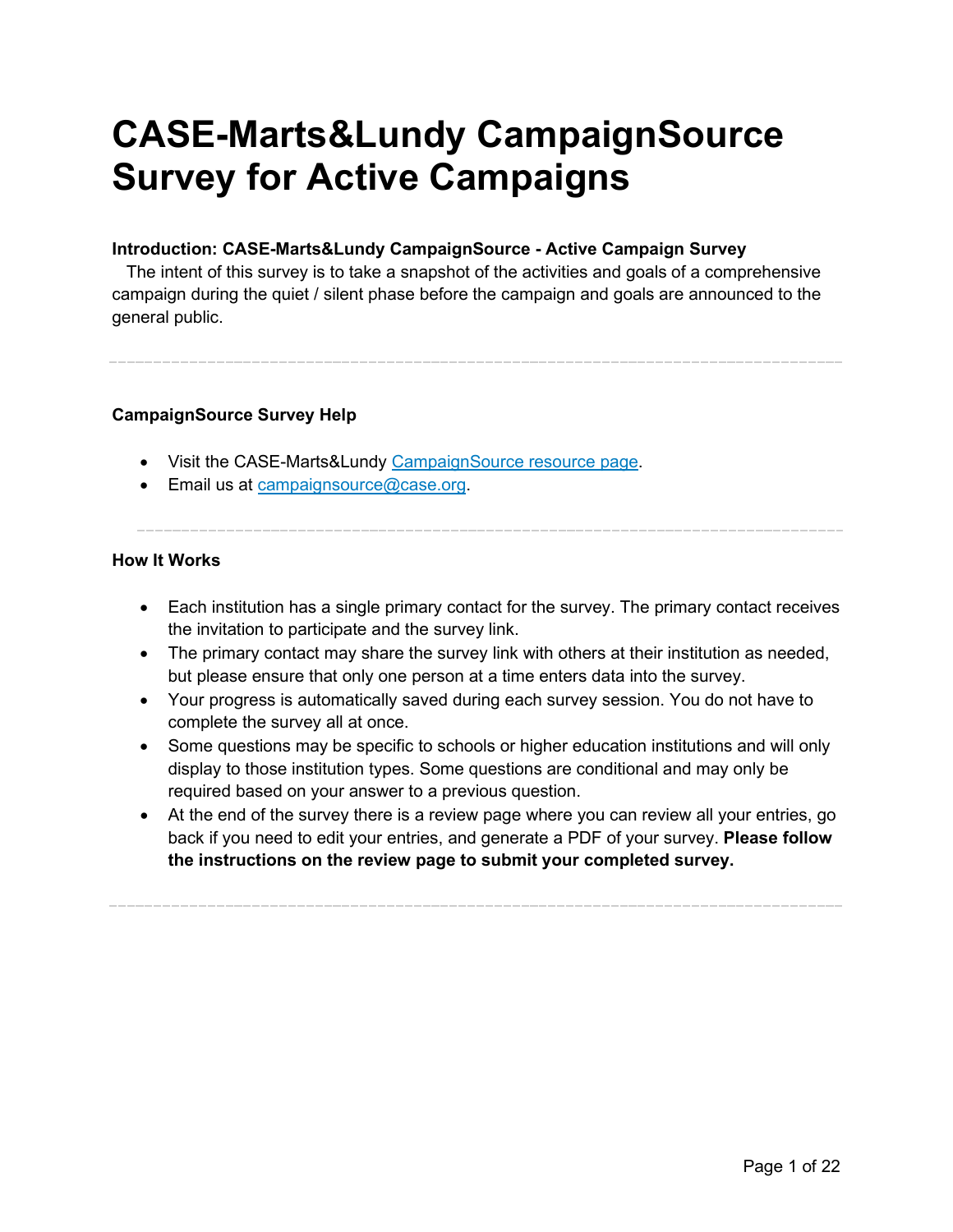# CASE-Marts&Lundy CampaignSource Survey for Active Campaigns

**Introduction: CASE-Marts&Lundy CampaignSource - Active Campaign Survey**

The intent of this survey is to take a snapshot of the activities and goals of a comprehensive campaign during the quiet / silent phase before the campaign and goals are announced to the general public.

---

**CampaignSource Survey Help**

- Visit the CASE-Marts&Lundy [CampaignSource resource page](#).
- Email us at [campaignsource@case.org](mailto:campaignsource@case.org).

---

**How It Works**

- Each institution has a single primary contact for the survey. The primary contact receives the invitation to participate and the survey link.
- The primary contact may share the survey link with others at their institution as needed, but please ensure that only one person at a time enters data into the survey.
- Your progress is automatically saved during each survey session. You do not have to complete the survey all at once.
- Some questions may be specific to schools or higher education institutions and will only display to those institution types. Some questions are conditional and may only be required based on your answer to a previous question.
- At the end of the survey there is a review page where you can review all your entries, go back if you need to edit your entries, and generate a PDF of your survey. **Please follow the instructions on the review page to submit your completed survey.**

---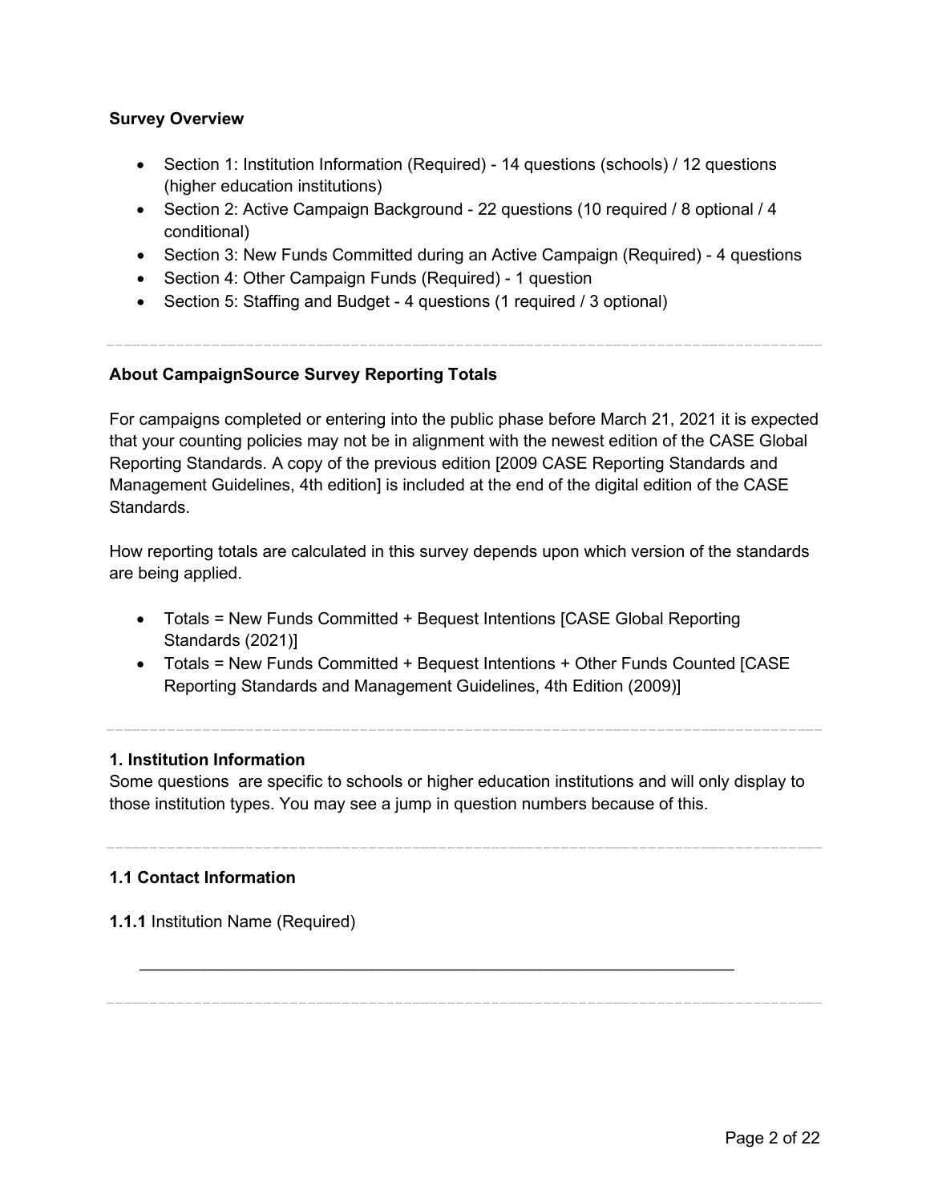**Survey Overview**

- Section 1: Institution Information (Required) - 14 questions (schools) / 12 questions (higher education institutions)
- Section 2: Active Campaign Background - 22 questions (10 required / 8 optional / 4 conditional)
- Section 3: New Funds Committed during an Active Campaign (Required) - 4 questions
- Section 4: Other Campaign Funds (Required) - 1 question
- Section 5: Staffing and Budget - 4 questions (1 required / 3 optional)

---

**About CampaignSource Survey Reporting Totals**

For campaigns completed or entering into the public phase before March 21, 2021 it is expected that your counting policies may not be in alignment with the newest edition of the CASE Global Reporting Standards. A copy of the previous edition [2009 CASE Reporting Standards and Management Guidelines, 4th edition] is included at the end of the digital edition of the CASE Standards.

How reporting totals are calculated in this survey depends upon which version of the standards are being applied.

- Totals = New Funds Committed + Bequest Intentions [CASE Global Reporting Standards (2021)]
- Totals = New Funds Committed + Bequest Intentions + Other Funds Counted [CASE Reporting Standards and Management Guidelines, 4th Edition (2009)]

---

**1. Institution Information**

Some questions are specific to schools or higher education institutions and will only display to those institution types. You may see a jump in question numbers because of this.

---

**1.1 Contact Information**

**1.1.1** Institution Name (Required)

\_\_\_\_\_\_\_\_\_\_\_\_\_\_\_\_\_\_\_\_\_\_\_\_\_\_\_\_\_\_\_\_\_\_\_\_\_\_\_\_\_\_\_\_\_\_\_\_\_\_\_\_\_\_\_\_\_\_\_\_\_\_\_\_

---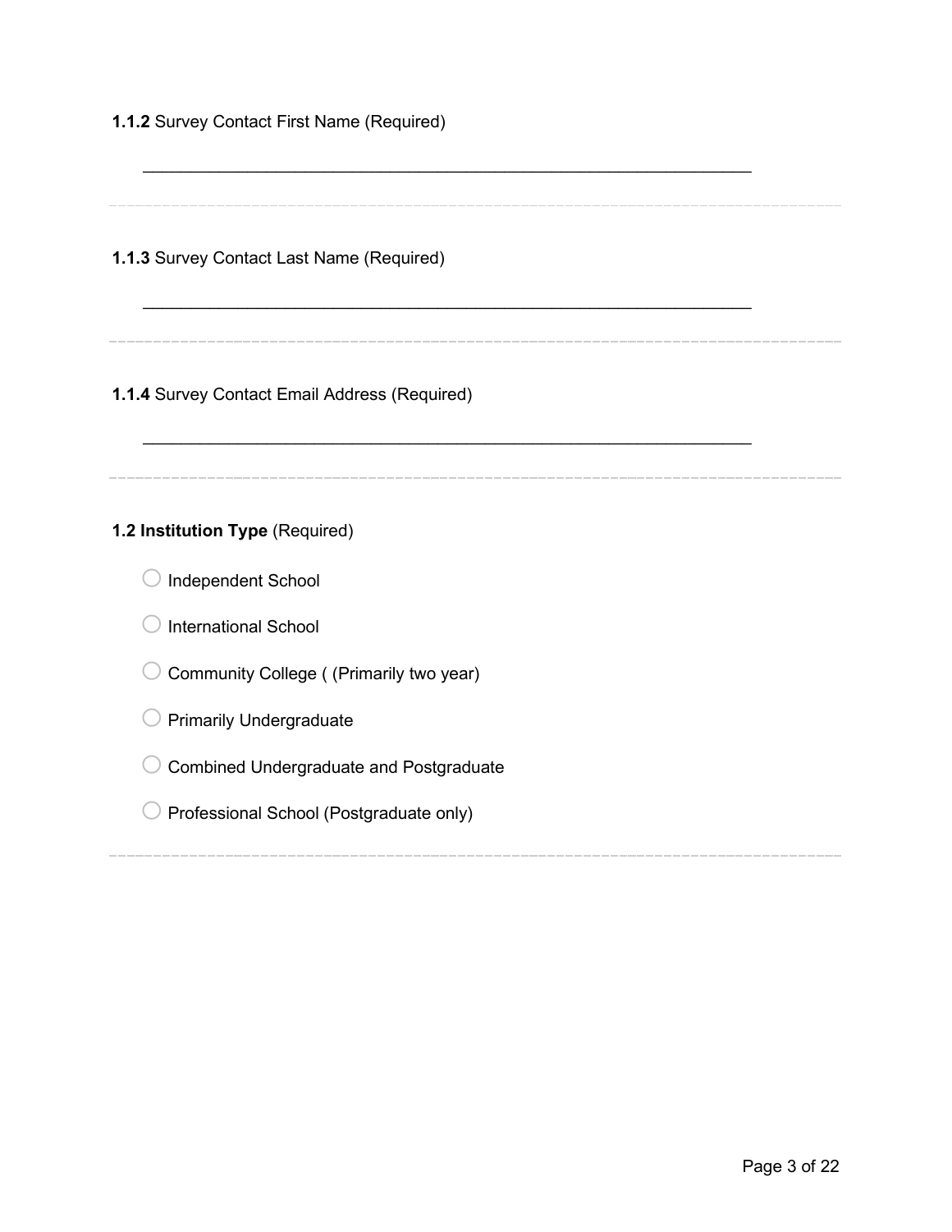**1.1.2** Survey Contact First Name (Required)

________________________________________________________________

**1.1.3** Survey Contact Last Name (Required)

________________________________________________________________

**1.1.4** Survey Contact Email Address (Required)

________________________________________________________________

**1.2 Institution Type** (Required)

- ○ Independent School
- ○ International School
- ○ Community College ( (Primarily two year)
- ○ Primarily Undergraduate
- ○ Combined Undergraduate and Postgraduate
- ○ Professional School (Postgraduate only)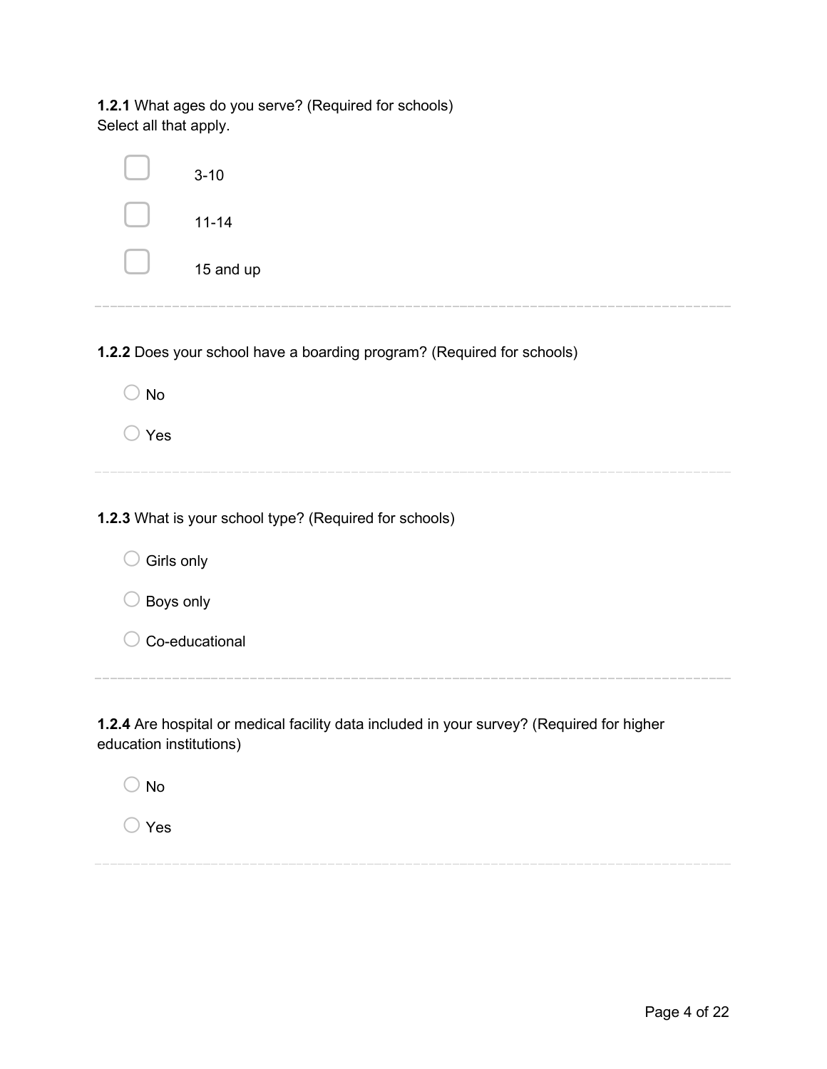**1.2.1** What ages do you serve? (Required for schools)
Select all that apply.

- [ ] 3-10
- [ ] 11-14
- [ ] 15 and up

---

**1.2.2** Does your school have a boarding program? (Required for schools)

- ○ No
- ○ Yes

---

**1.2.3** What is your school type? (Required for schools)

- ○ Girls only
- ○ Boys only
- ○ Co-educational

---

**1.2.4** Are hospital or medical facility data included in your survey? (Required for higher education institutions)

- ○ No
- ○ Yes

---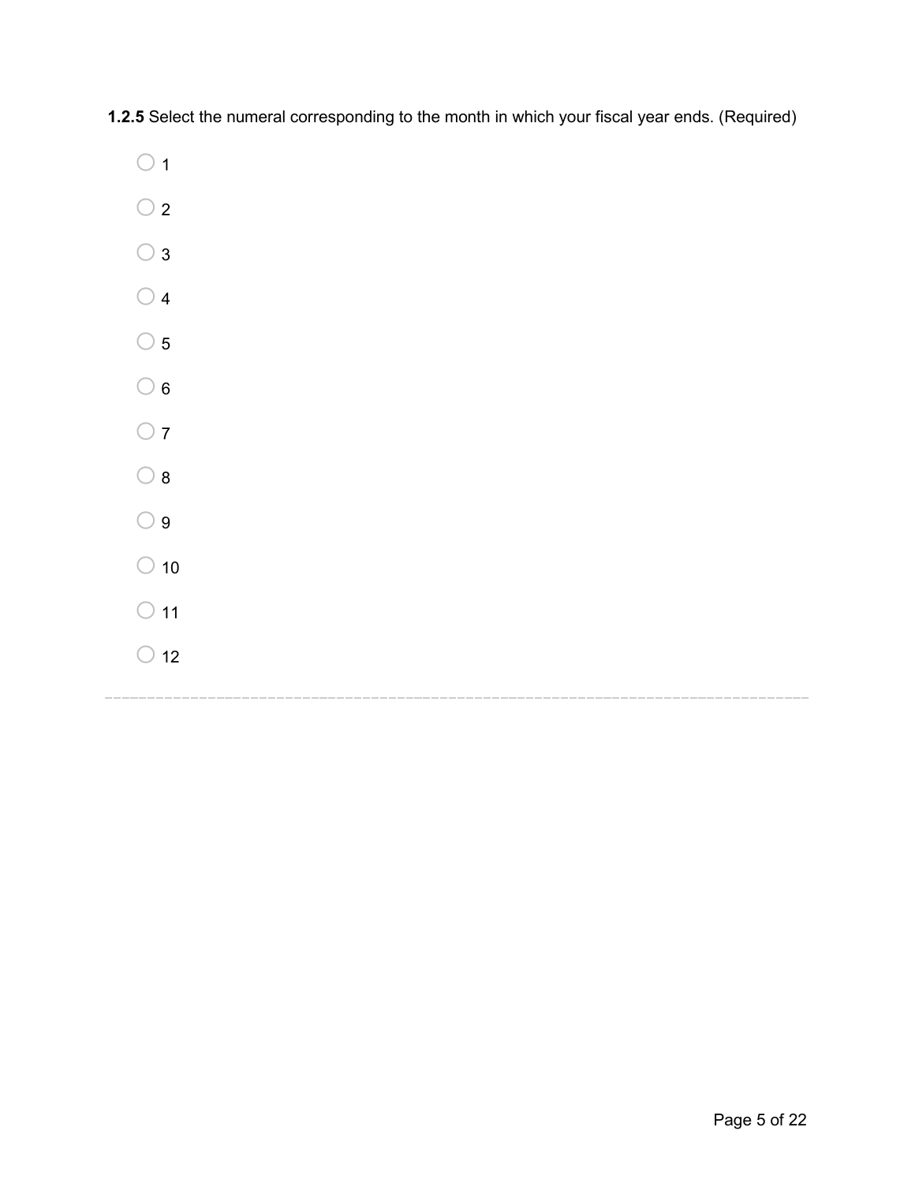**1.2.5** Select the numeral corresponding to the month in which your fiscal year ends. (Required)

- ○ 1
- ○ 2
- ○ 3
- ○ 4
- ○ 5
- ○ 6
- ○ 7
- ○ 8
- ○ 9
- ○ 10
- ○ 11
- ○ 12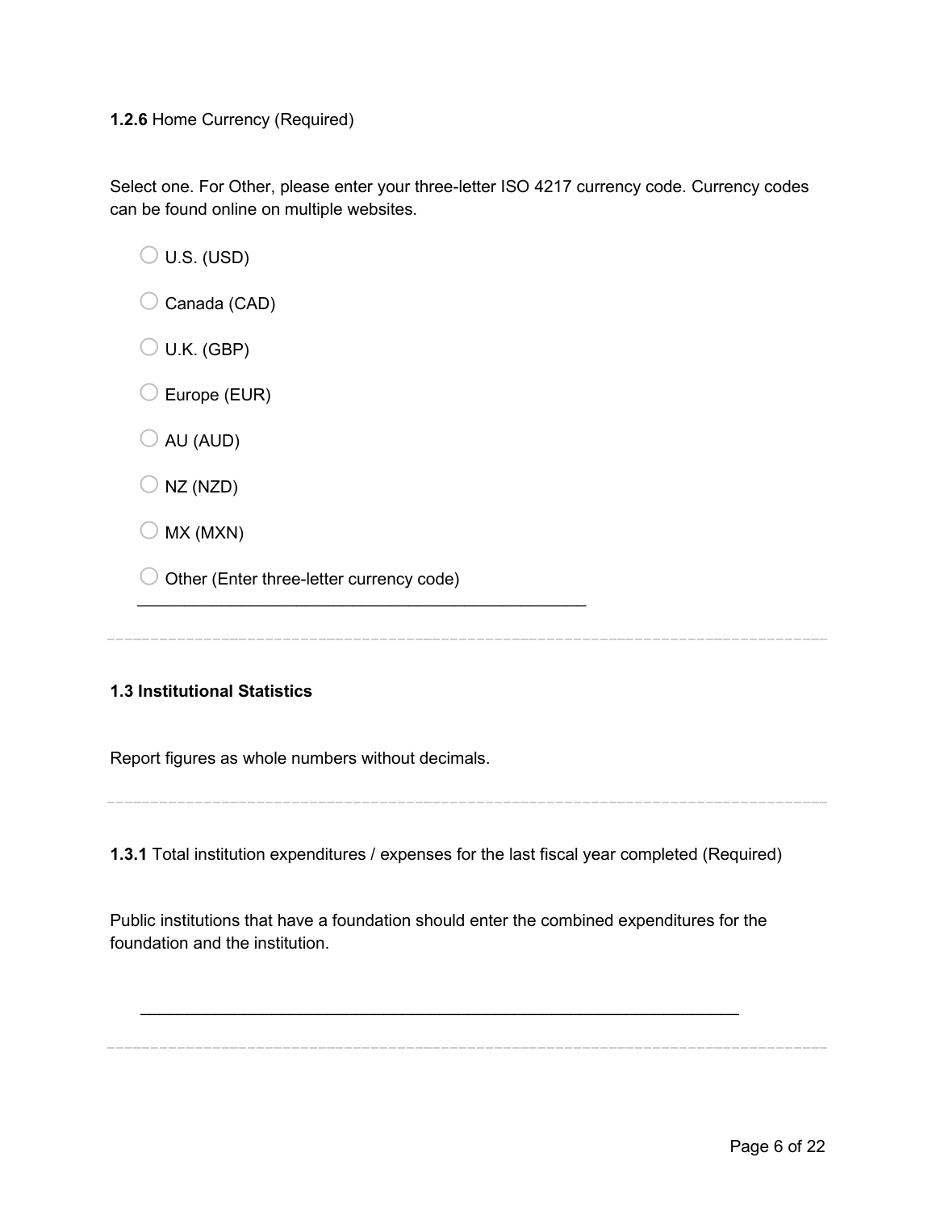**1.2.6** Home Currency (Required)

Select one. For Other, please enter your three-letter ISO 4217 currency code. Currency codes can be found online on multiple websites.

- ○ U.S. (USD)
- ○ Canada (CAD)
- ○ U.K. (GBP)
- ○ Europe (EUR)
- ○ AU (AUD)
- ○ NZ (NZD)
- ○ MX (MXN)
- ○ Other (Enter three-letter currency code)

\_\_\_\_\_\_\_\_\_\_\_\_\_\_\_\_\_\_\_\_\_\_\_\_\_\_\_\_\_\_\_\_\_\_\_\_\_\_\_\_

---

**1.3 Institutional Statistics**

Report figures as whole numbers without decimals.

---

**1.3.1** Total institution expenditures / expenses for the last fiscal year completed (Required)

Public institutions that have a foundation should enter the combined expenditures for the foundation and the institution.

\_\_\_\_\_\_\_\_\_\_\_\_\_\_\_\_\_\_\_\_\_\_\_\_\_\_\_\_\_\_\_\_\_\_\_\_\_\_\_\_\_\_\_\_\_\_\_\_\_\_\_\_

---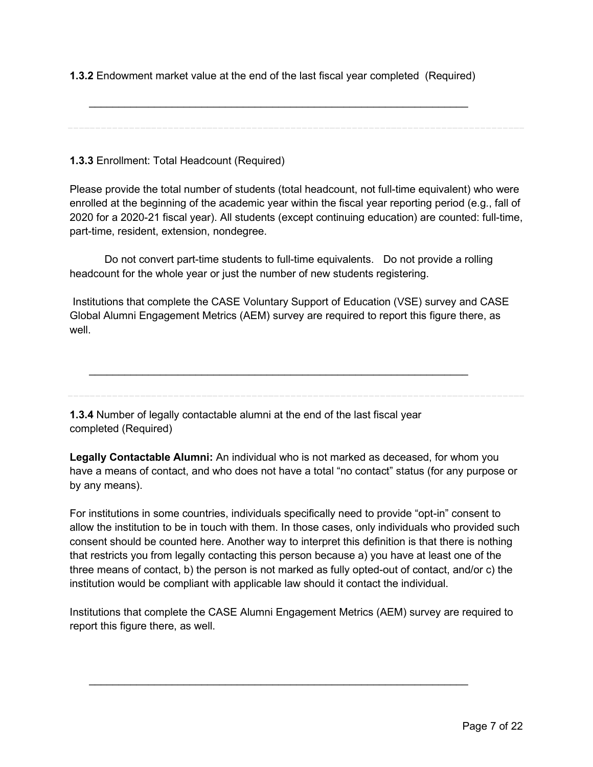**1.3.2** Endowment market value at the end of the last fiscal year completed (Required)

\_\_\_\_\_\_\_\_\_\_\_\_\_\_\_\_\_\_\_\_\_\_\_\_\_\_\_\_\_\_\_\_\_\_\_\_\_\_\_\_\_\_\_\_\_\_\_\_\_\_\_\_\_\_\_\_\_\_\_\_\_\_\_\_

---

**1.3.3** Enrollment: Total Headcount (Required)

Please provide the total number of students (total headcount, not full-time equivalent) who were enrolled at the beginning of the academic year within the fiscal year reporting period (e.g., fall of 2020 for a 2020-21 fiscal year). All students (except continuing education) are counted: full-time, part-time, resident, extension, nondegree.

Do not convert part-time students to full-time equivalents. Do not provide a rolling headcount for the whole year or just the number of new students registering.

Institutions that complete the CASE Voluntary Support of Education (VSE) survey and CASE Global Alumni Engagement Metrics (AEM) survey are required to report this figure there, as well.

\_\_\_\_\_\_\_\_\_\_\_\_\_\_\_\_\_\_\_\_\_\_\_\_\_\_\_\_\_\_\_\_\_\_\_\_\_\_\_\_\_\_\_\_\_\_\_\_\_\_\_\_\_\_\_\_\_\_\_\_\_\_\_\_

---

**1.3.4** Number of legally contactable alumni at the end of the last fiscal year completed (Required)

**Legally Contactable Alumni:** An individual who is not marked as deceased, for whom you have a means of contact, and who does not have a total "no contact" status (for any purpose or by any means).

For institutions in some countries, individuals specifically need to provide "opt-in" consent to allow the institution to be in touch with them. In those cases, only individuals who provided such consent should be counted here. Another way to interpret this definition is that there is nothing that restricts you from legally contacting this person because a) you have at least one of the three means of contact, b) the person is not marked as fully opted-out of contact, and/or c) the institution would be compliant with applicable law should it contact the individual.

Institutions that complete the CASE Alumni Engagement Metrics (AEM) survey are required to report this figure there, as well.

\_\_\_\_\_\_\_\_\_\_\_\_\_\_\_\_\_\_\_\_\_\_\_\_\_\_\_\_\_\_\_\_\_\_\_\_\_\_\_\_\_\_\_\_\_\_\_\_\_\_\_\_\_\_\_\_\_\_\_\_\_\_\_\_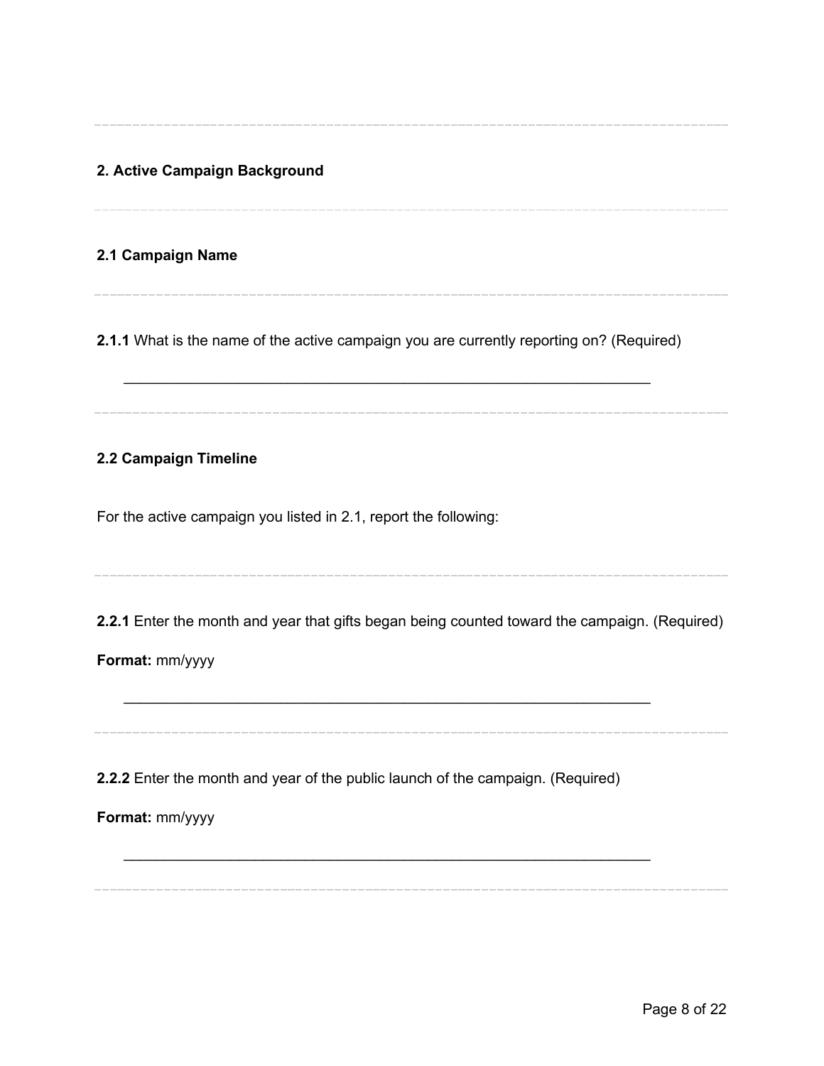## 2. Active Campaign Background

### 2.1 Campaign Name

**2.1.1** What is the name of the active campaign you are currently reporting on? (Required)

___________________________________________________________________

### 2.2 Campaign Timeline

For the active campaign you listed in 2.1, report the following:

**2.2.1** Enter the month and year that gifts began being counted toward the campaign. (Required)

**Format:** mm/yyyy

___________________________________________________________________

**2.2.2** Enter the month and year of the public launch of the campaign. (Required)

**Format:** mm/yyyy

___________________________________________________________________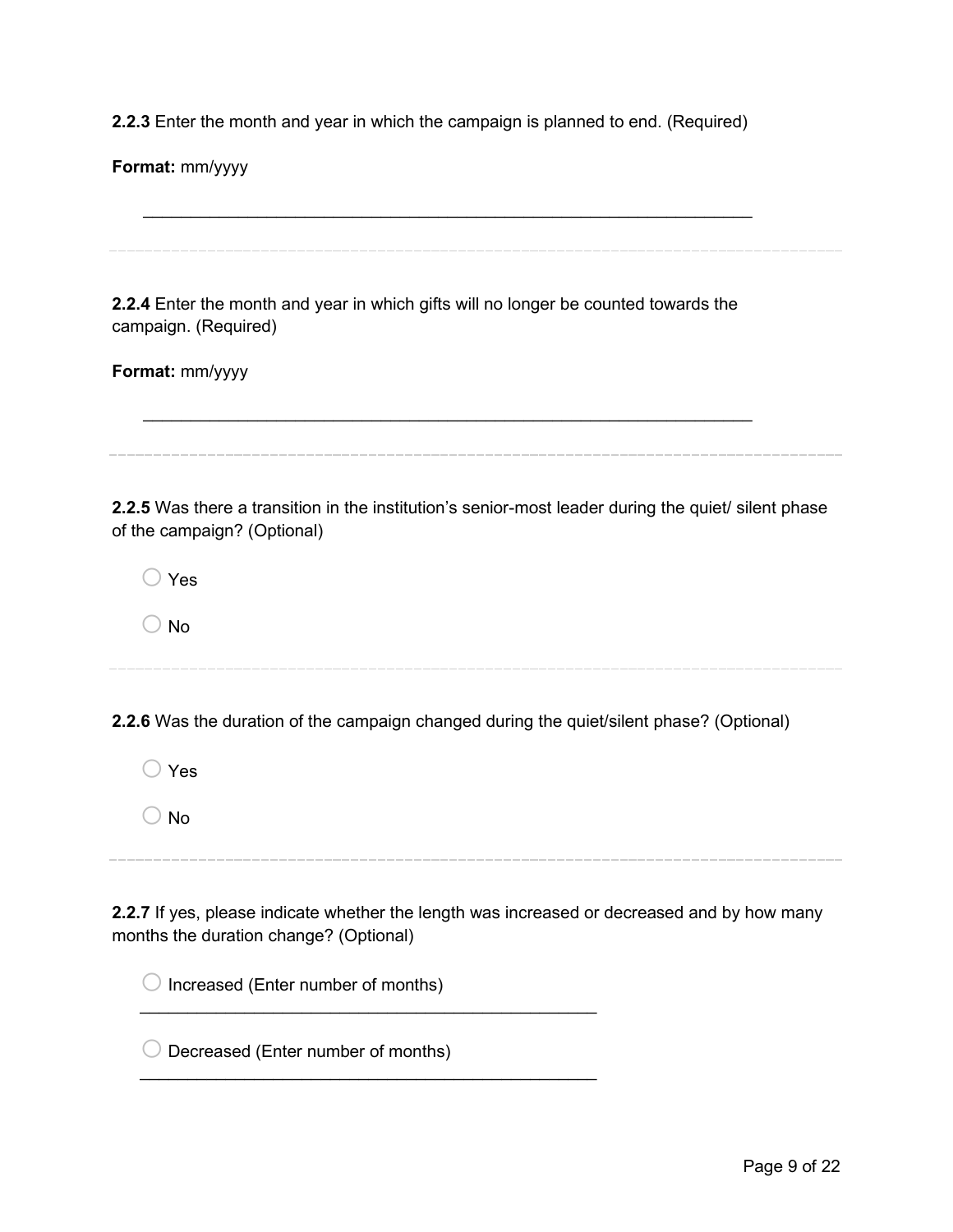**2.2.3** Enter the month and year in which the campaign is planned to end. (Required)

**Format:** mm/yyyy

\_\_\_\_\_\_\_\_\_\_\_\_\_\_\_\_\_\_\_\_\_\_\_\_\_\_\_\_\_\_\_\_\_\_\_\_\_\_\_\_\_\_\_\_\_\_\_\_\_\_\_\_\_\_\_\_\_\_\_\_\_\_\_\_

---

**2.2.4** Enter the month and year in which gifts will no longer be counted towards the campaign. (Required)

**Format:** mm/yyyy

\_\_\_\_\_\_\_\_\_\_\_\_\_\_\_\_\_\_\_\_\_\_\_\_\_\_\_\_\_\_\_\_\_\_\_\_\_\_\_\_\_\_\_\_\_\_\_\_\_\_\_\_\_\_\_\_\_\_\_\_\_\_\_\_

---

**2.2.5** Was there a transition in the institution's senior-most leader during the quiet/ silent phase of the campaign? (Optional)

- ○ Yes
- ○ No

---

**2.2.6** Was the duration of the campaign changed during the quiet/silent phase? (Optional)

- ○ Yes
- ○ No

---

**2.2.7** If yes, please indicate whether the length was increased or decreased and by how many months the duration change? (Optional)

- ○ Increased (Enter number of months)

  \_\_\_\_\_\_\_\_\_\_\_\_\_\_\_\_\_\_\_\_\_\_\_\_\_\_\_\_\_\_\_\_\_\_\_\_\_\_\_\_\_\_\_\_\_\_\_\_

- ○ Decreased (Enter number of months)

  \_\_\_\_\_\_\_\_\_\_\_\_\_\_\_\_\_\_\_\_\_\_\_\_\_\_\_\_\_\_\_\_\_\_\_\_\_\_\_\_\_\_\_\_\_\_\_\_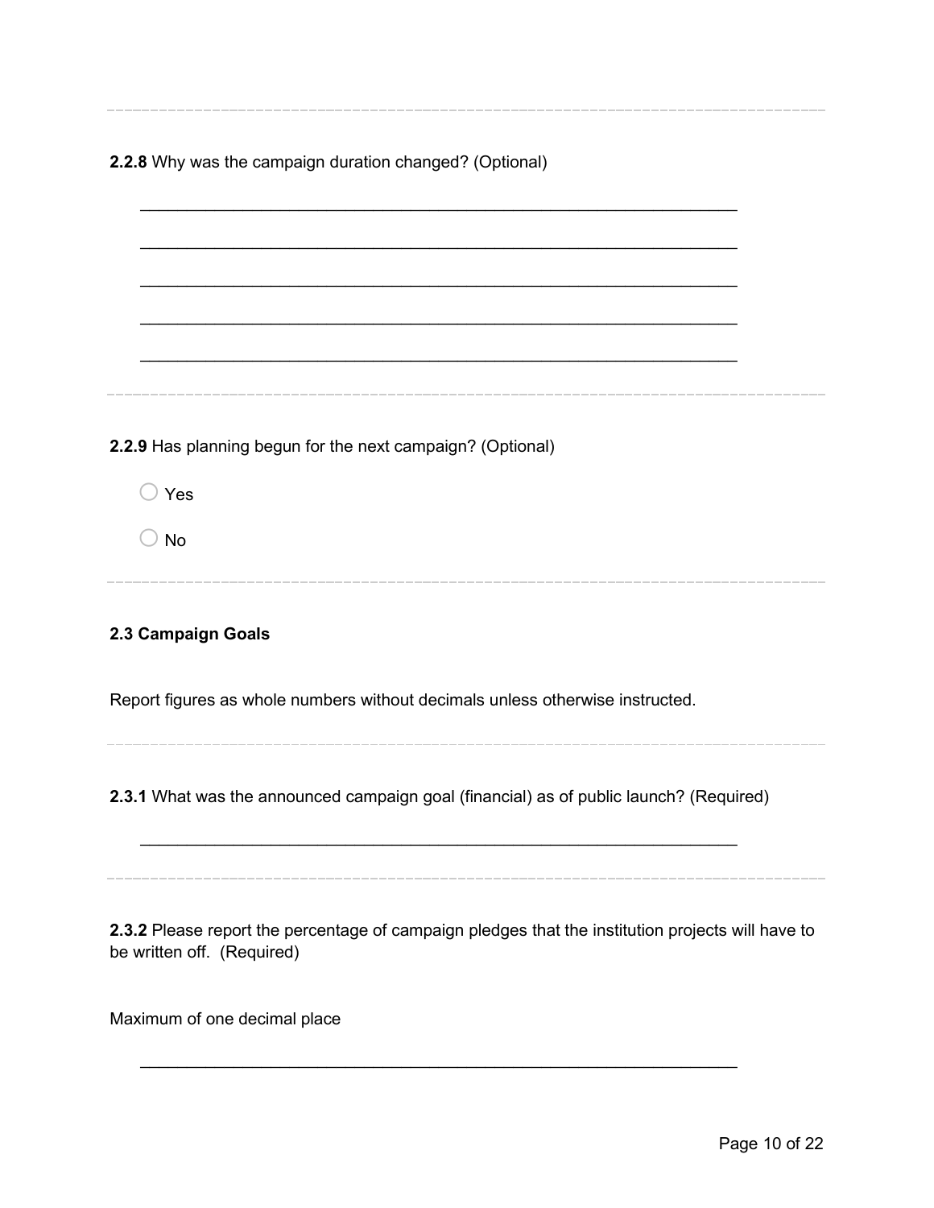**2.2.8** Why was the campaign duration changed? (Optional)

\_\_\_\_\_\_\_\_\_\_\_\_\_\_\_\_\_\_\_\_\_\_\_\_\_\_\_\_\_\_\_\_\_\_\_\_\_\_\_\_\_\_\_\_\_\_\_\_\_\_\_\_\_\_\_\_\_\_\_\_\_\_

\_\_\_\_\_\_\_\_\_\_\_\_\_\_\_\_\_\_\_\_\_\_\_\_\_\_\_\_\_\_\_\_\_\_\_\_\_\_\_\_\_\_\_\_\_\_\_\_\_\_\_\_\_\_\_\_\_\_\_\_\_\_

\_\_\_\_\_\_\_\_\_\_\_\_\_\_\_\_\_\_\_\_\_\_\_\_\_\_\_\_\_\_\_\_\_\_\_\_\_\_\_\_\_\_\_\_\_\_\_\_\_\_\_\_\_\_\_\_\_\_\_\_\_\_

\_\_\_\_\_\_\_\_\_\_\_\_\_\_\_\_\_\_\_\_\_\_\_\_\_\_\_\_\_\_\_\_\_\_\_\_\_\_\_\_\_\_\_\_\_\_\_\_\_\_\_\_\_\_\_\_\_\_\_\_\_\_

\_\_\_\_\_\_\_\_\_\_\_\_\_\_\_\_\_\_\_\_\_\_\_\_\_\_\_\_\_\_\_\_\_\_\_\_\_\_\_\_\_\_\_\_\_\_\_\_\_\_\_\_\_\_\_\_\_\_\_\_\_\_

---

**2.2.9** Has planning begun for the next campaign? (Optional)

○ Yes

○ No

---

**2.3 Campaign Goals**

Report figures as whole numbers without decimals unless otherwise instructed.

---

**2.3.1** What was the announced campaign goal (financial) as of public launch? (Required)

\_\_\_\_\_\_\_\_\_\_\_\_\_\_\_\_\_\_\_\_\_\_\_\_\_\_\_\_\_\_\_\_\_\_\_\_\_\_\_\_\_\_\_\_\_\_\_\_\_\_\_\_\_\_\_\_\_\_\_\_\_\_

---

**2.3.2** Please report the percentage of campaign pledges that the institution projects will have to be written off. (Required)

Maximum of one decimal place

\_\_\_\_\_\_\_\_\_\_\_\_\_\_\_\_\_\_\_\_\_\_\_\_\_\_\_\_\_\_\_\_\_\_\_\_\_\_\_\_\_\_\_\_\_\_\_\_\_\_\_\_\_\_\_\_\_\_\_\_\_\_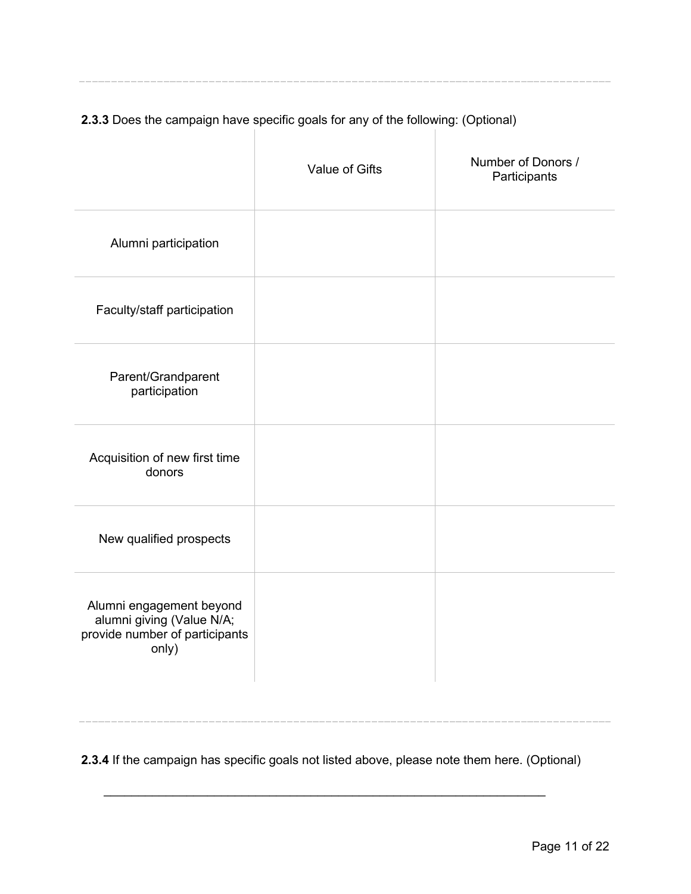**2.3.3** Does the campaign have specific goals for any of the following: (Optional)

| | Value of Gifts | Number of Donors / Participants |
|---|---|---|
| Alumni participation | | |
| Faculty/staff participation | | |
| Parent/Grandparent participation | | |
| Acquisition of new first time donors | | |
| New qualified prospects | | |
| Alumni engagement beyond alumni giving (Value N/A; provide number of participants only) | | |

**2.3.4** If the campaign has specific goals not listed above, please note them here. (Optional)

________________________________________________________________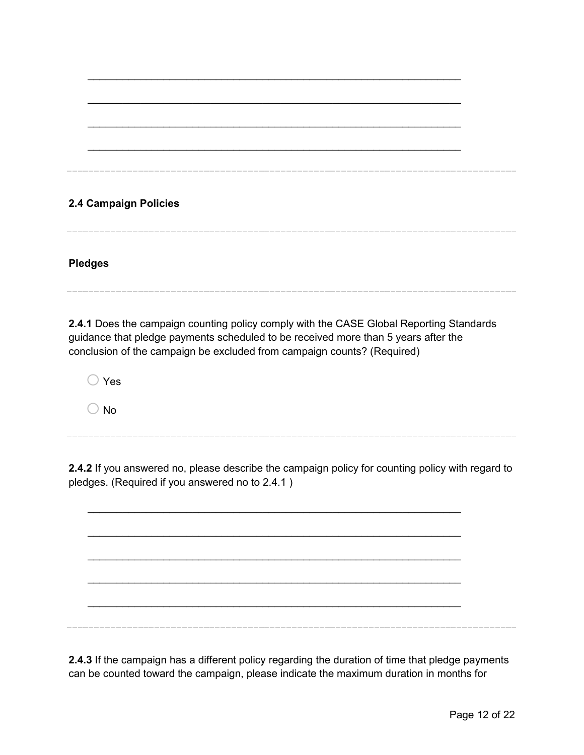\_\_\_\_\_\_\_\_\_\_\_\_\_\_\_\_\_\_\_\_\_\_\_\_\_\_\_\_\_\_\_\_\_\_\_\_\_\_\_\_\_\_\_\_\_\_\_\_\_\_\_\_\_\_\_\_\_\_\_\_\_\_\_\_

\_\_\_\_\_\_\_\_\_\_\_\_\_\_\_\_\_\_\_\_\_\_\_\_\_\_\_\_\_\_\_\_\_\_\_\_\_\_\_\_\_\_\_\_\_\_\_\_\_\_\_\_\_\_\_\_\_\_\_\_\_\_\_\_

\_\_\_\_\_\_\_\_\_\_\_\_\_\_\_\_\_\_\_\_\_\_\_\_\_\_\_\_\_\_\_\_\_\_\_\_\_\_\_\_\_\_\_\_\_\_\_\_\_\_\_\_\_\_\_\_\_\_\_\_\_\_\_\_

\_\_\_\_\_\_\_\_\_\_\_\_\_\_\_\_\_\_\_\_\_\_\_\_\_\_\_\_\_\_\_\_\_\_\_\_\_\_\_\_\_\_\_\_\_\_\_\_\_\_\_\_\_\_\_\_\_\_\_\_\_\_\_\_

**2.4 Campaign Policies**

**Pledges**

**2.4.1** Does the campaign counting policy comply with the CASE Global Reporting Standards guidance that pledge payments scheduled to be received more than 5 years after the conclusion of the campaign be excluded from campaign counts? (Required)

○ Yes

○ No

**2.4.2** If you answered no, please describe the campaign policy for counting policy with regard to pledges. (Required if you answered no to 2.4.1 )

\_\_\_\_\_\_\_\_\_\_\_\_\_\_\_\_\_\_\_\_\_\_\_\_\_\_\_\_\_\_\_\_\_\_\_\_\_\_\_\_\_\_\_\_\_\_\_\_\_\_\_\_\_\_\_\_\_\_\_\_\_\_\_\_

\_\_\_\_\_\_\_\_\_\_\_\_\_\_\_\_\_\_\_\_\_\_\_\_\_\_\_\_\_\_\_\_\_\_\_\_\_\_\_\_\_\_\_\_\_\_\_\_\_\_\_\_\_\_\_\_\_\_\_\_\_\_\_\_

\_\_\_\_\_\_\_\_\_\_\_\_\_\_\_\_\_\_\_\_\_\_\_\_\_\_\_\_\_\_\_\_\_\_\_\_\_\_\_\_\_\_\_\_\_\_\_\_\_\_\_\_\_\_\_\_\_\_\_\_\_\_\_\_

\_\_\_\_\_\_\_\_\_\_\_\_\_\_\_\_\_\_\_\_\_\_\_\_\_\_\_\_\_\_\_\_\_\_\_\_\_\_\_\_\_\_\_\_\_\_\_\_\_\_\_\_\_\_\_\_\_\_\_\_\_\_\_\_

\_\_\_\_\_\_\_\_\_\_\_\_\_\_\_\_\_\_\_\_\_\_\_\_\_\_\_\_\_\_\_\_\_\_\_\_\_\_\_\_\_\_\_\_\_\_\_\_\_\_\_\_\_\_\_\_\_\_\_\_\_\_\_\_

**2.4.3** If the campaign has a different policy regarding the duration of time that pledge payments can be counted toward the campaign, please indicate the maximum duration in months for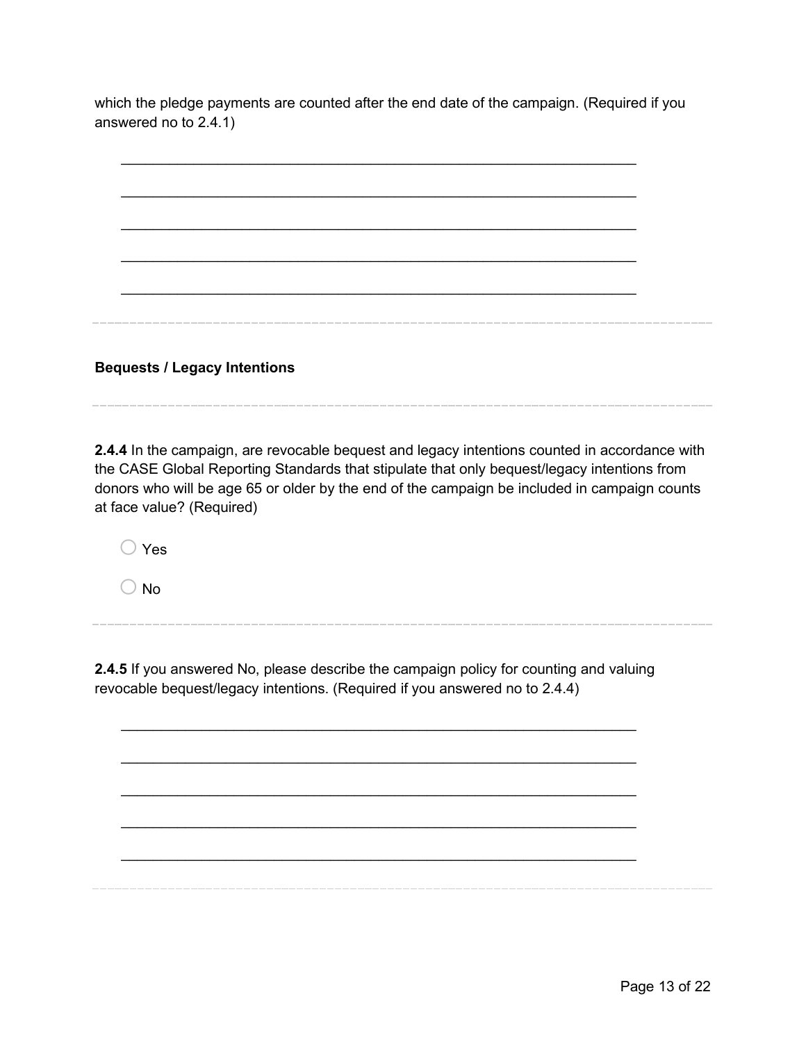which the pledge payments are counted after the end date of the campaign. (Required if you answered no to 2.4.1)

_______________________________________________________________

_______________________________________________________________

_______________________________________________________________

_______________________________________________________________

_______________________________________________________________

---

**Bequests / Legacy Intentions**

---

**2.4.4** In the campaign, are revocable bequest and legacy intentions counted in accordance with the CASE Global Reporting Standards that stipulate that only bequest/legacy intentions from donors who will be age 65 or older by the end of the campaign be included in campaign counts at face value? (Required)

◯ Yes

◯ No

---

**2.4.5** If you answered No, please describe the campaign policy for counting and valuing revocable bequest/legacy intentions. (Required if you answered no to 2.4.4)

_______________________________________________________________

_______________________________________________________________

_______________________________________________________________

_______________________________________________________________

_______________________________________________________________

---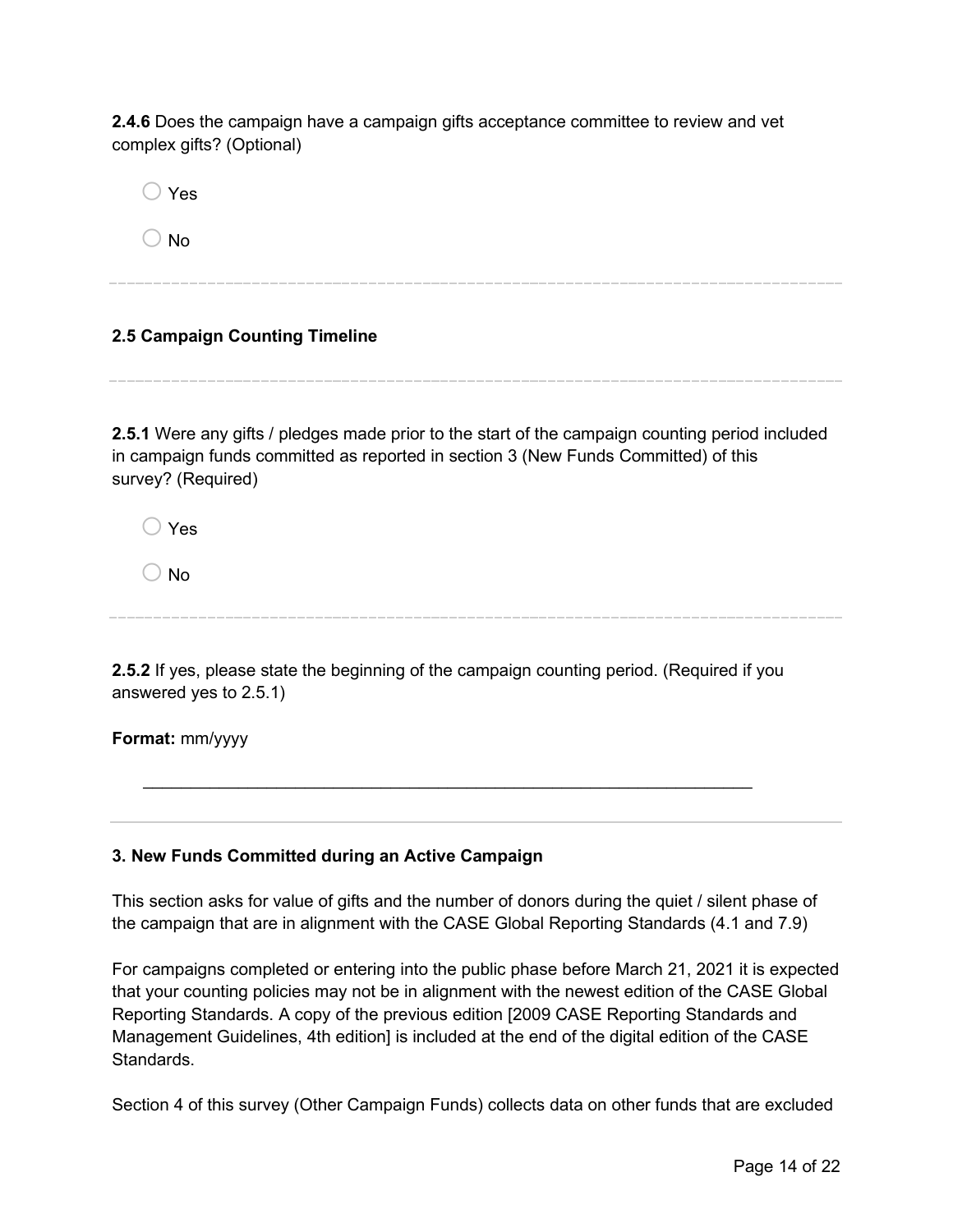**2.4.6** Does the campaign have a campaign gifts acceptance committee to review and vet complex gifts? (Optional)

- ◯ Yes
- ◯ No

---

**2.5 Campaign Counting Timeline**

---

**2.5.1** Were any gifts / pledges made prior to the start of the campaign counting period included in campaign funds committed as reported in section 3 (New Funds Committed) of this survey? (Required)

- ◯ Yes
- ◯ No

---

**2.5.2** If yes, please state the beginning of the campaign counting period. (Required if you answered yes to 2.5.1)

**Format:** mm/yyyy

________________________________________________________________

---

**3. New Funds Committed during an Active Campaign**

This section asks for value of gifts and the number of donors during the quiet / silent phase of the campaign that are in alignment with the CASE Global Reporting Standards (4.1 and 7.9)

For campaigns completed or entering into the public phase before March 21, 2021 it is expected that your counting policies may not be in alignment with the newest edition of the CASE Global Reporting Standards. A copy of the previous edition [2009 CASE Reporting Standards and Management Guidelines, 4th edition] is included at the end of the digital edition of the CASE Standards.

Section 4 of this survey (Other Campaign Funds) collects data on other funds that are excluded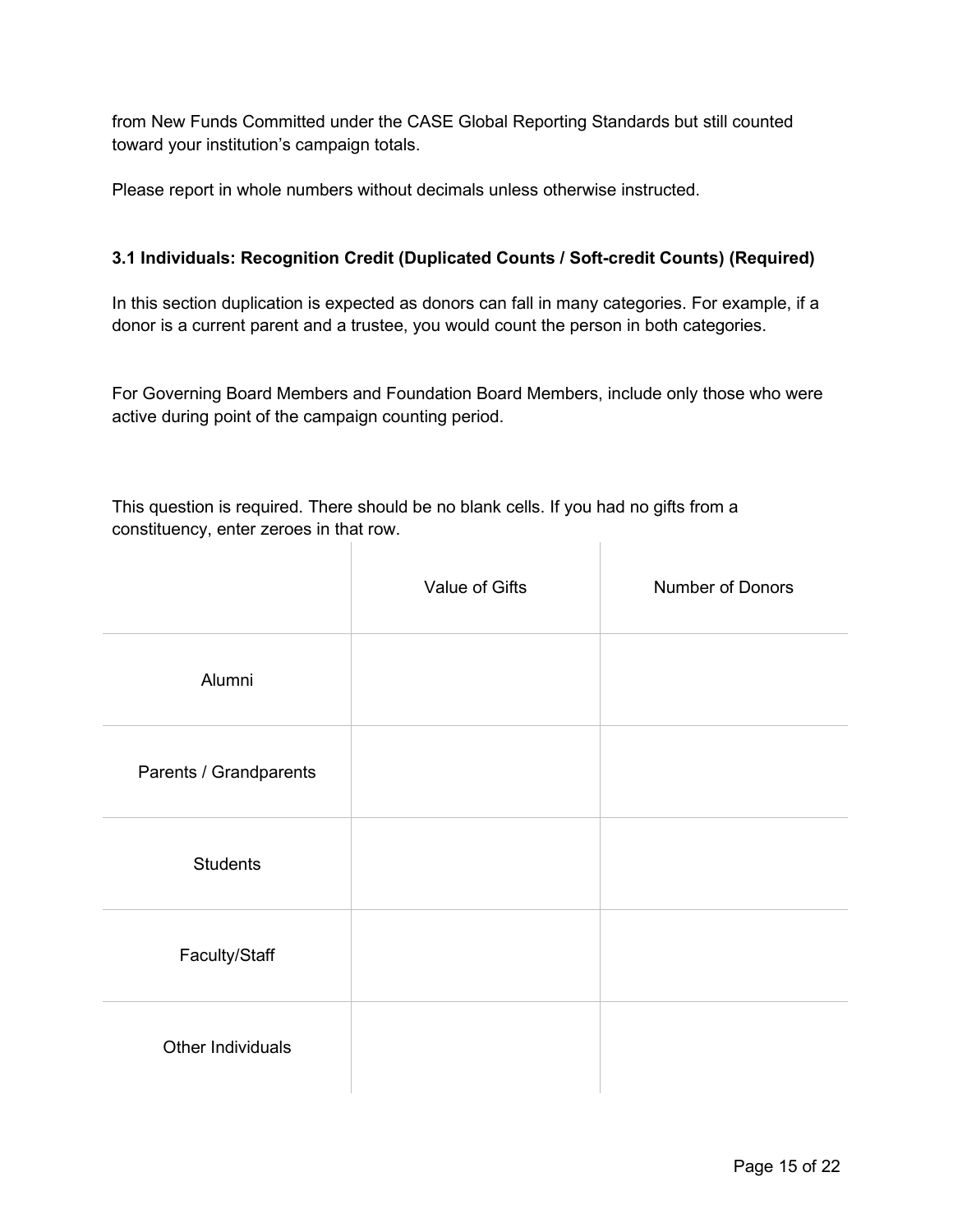from New Funds Committed under the CASE Global Reporting Standards but still counted toward your institution's campaign totals.

Please report in whole numbers without decimals unless otherwise instructed.

### 3.1 Individuals: Recognition Credit (Duplicated Counts / Soft-credit Counts) (Required)

In this section duplication is expected as donors can fall in many categories. For example, if a donor is a current parent and a trustee, you would count the person in both categories.

For Governing Board Members and Foundation Board Members, include only those who were active during point of the campaign counting period.

This question is required. There should be no blank cells. If you had no gifts from a constituency, enter zeroes in that row.

| | Value of Gifts | Number of Donors |
|---|---|---|
| Alumni | | |
| Parents / Grandparents | | |
| Students | | |
| Faculty/Staff | | |
| Other Individuals | | |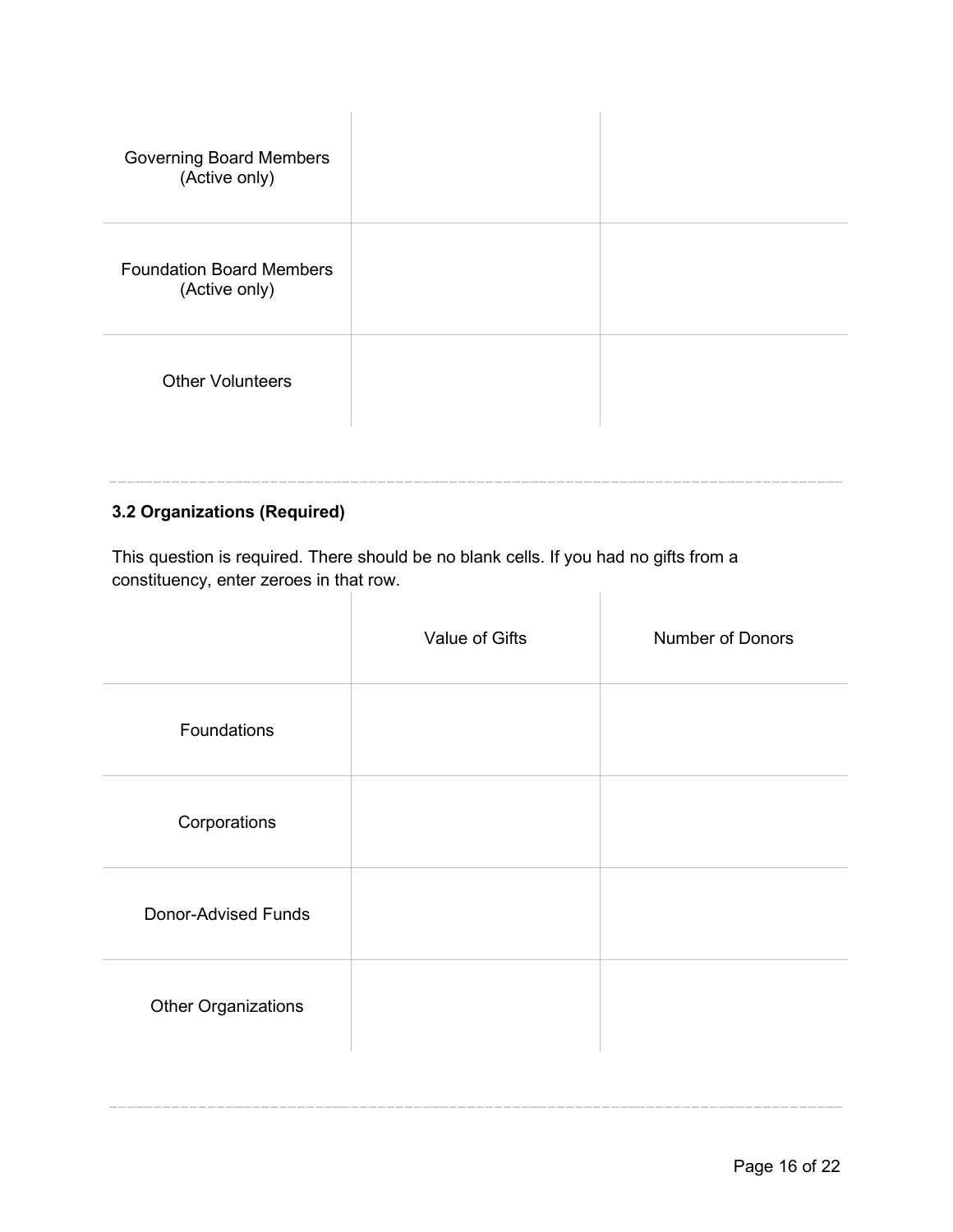| | | |
|---|---|---|
| Governing Board Members (Active only) | | |
| Foundation Board Members (Active only) | | |
| Other Volunteers | | |

### 3.2 Organizations (Required)

This question is required. There should be no blank cells. If you had no gifts from a constituency, enter zeroes in that row.

| | Value of Gifts | Number of Donors |
|---|---|---|
| Foundations | | |
| Corporations | | |
| Donor-Advised Funds | | |
| Other Organizations | | |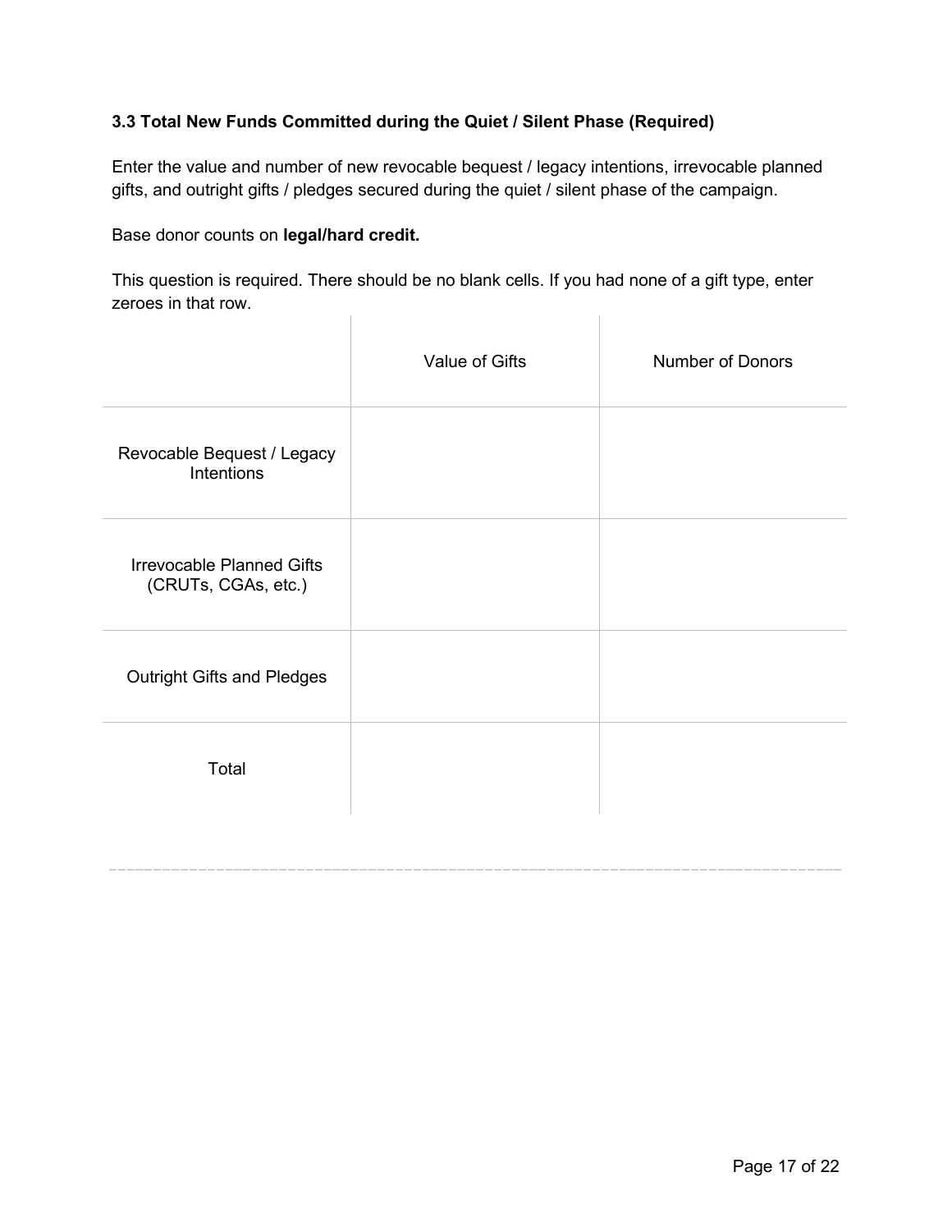### 3.3 Total New Funds Committed during the Quiet / Silent Phase (Required)

Enter the value and number of new revocable bequest / legacy intentions, irrevocable planned gifts, and outright gifts / pledges secured during the quiet / silent phase of the campaign.

Base donor counts on **legal/hard credit.**

This question is required. There should be no blank cells. If you had none of a gift type, enter zeroes in that row.

| | Value of Gifts | Number of Donors |
|---|---|---|
| Revocable Bequest / Legacy Intentions | | |
| Irrevocable Planned Gifts (CRUTs, CGAs, etc.) | | |
| Outright Gifts and Pledges | | |
| Total | | |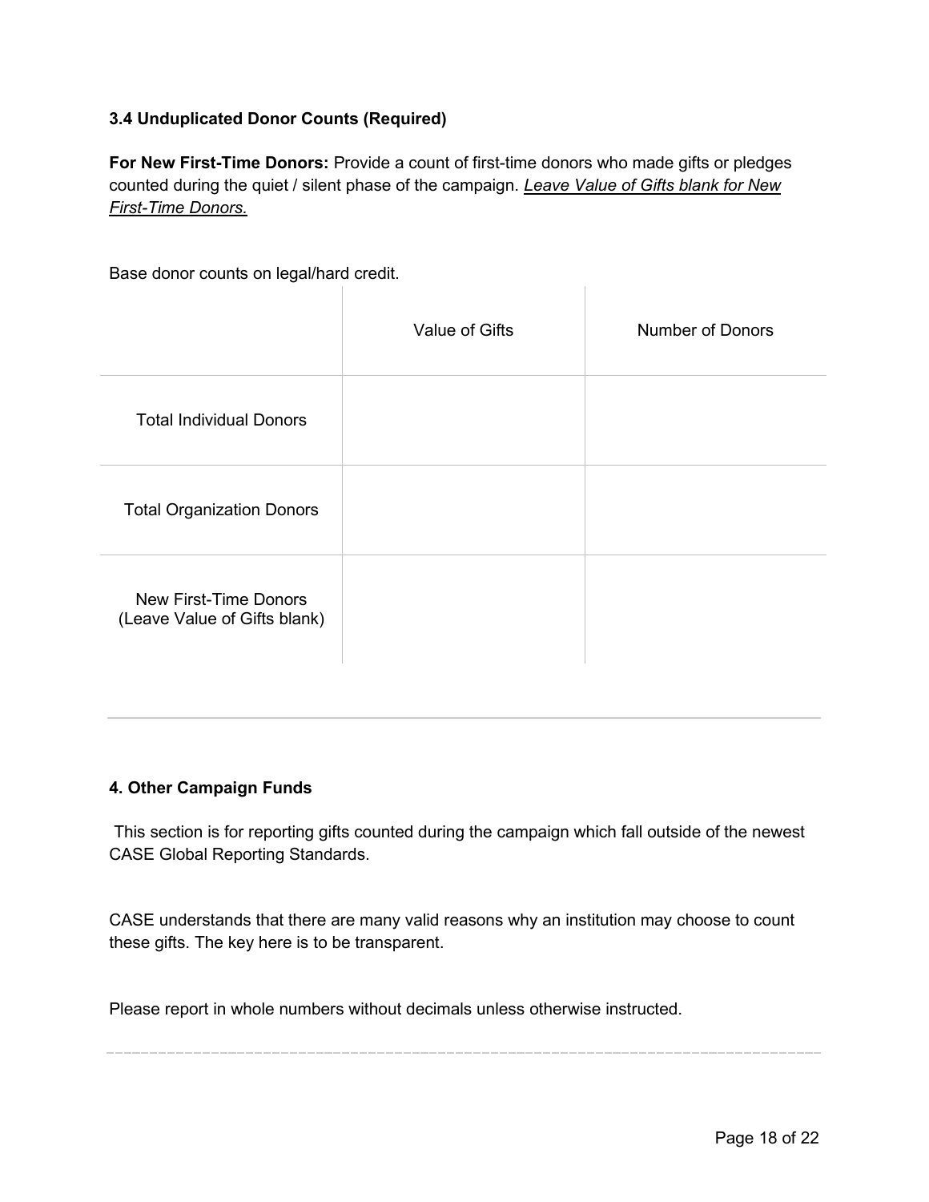### 3.4 Unduplicated Donor Counts (Required)

**For New First-Time Donors:** Provide a count of first-time donors who made gifts or pledges counted during the quiet / silent phase of the campaign. ***Leave Value of Gifts blank for New First-Time Donors.***

Base donor counts on legal/hard credit.

| | Value of Gifts | Number of Donors |
|---|---|---|
| Total Individual Donors | | |
| Total Organization Donors | | |
| New First-Time Donors (Leave Value of Gifts blank) | | |

---

### 4. Other Campaign Funds

This section is for reporting gifts counted during the campaign which fall outside of the newest CASE Global Reporting Standards.

CASE understands that there are many valid reasons why an institution may choose to count these gifts. The key here is to be transparent.

Please report in whole numbers without decimals unless otherwise instructed.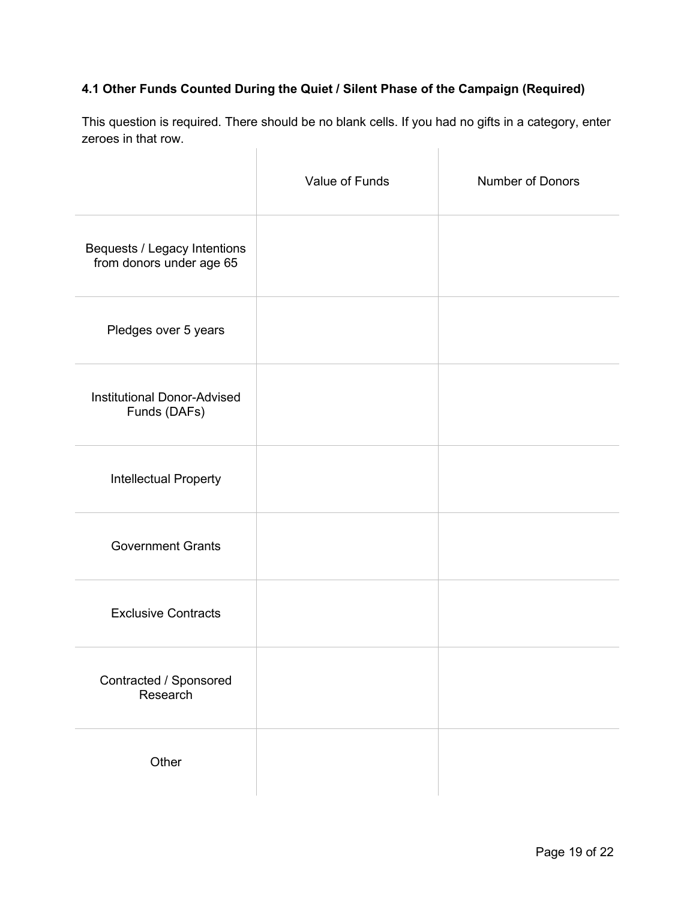### 4.1 Other Funds Counted During the Quiet / Silent Phase of the Campaign (Required)

This question is required. There should be no blank cells. If you had no gifts in a category, enter zeroes in that row.

| | Value of Funds | Number of Donors |
|---|---|---|
| Bequests / Legacy Intentions from donors under age 65 | | |
| Pledges over 5 years | | |
| Institutional Donor-Advised Funds (DAFs) | | |
| Intellectual Property | | |
| Government Grants | | |
| Exclusive Contracts | | |
| Contracted / Sponsored Research | | |
| Other | | |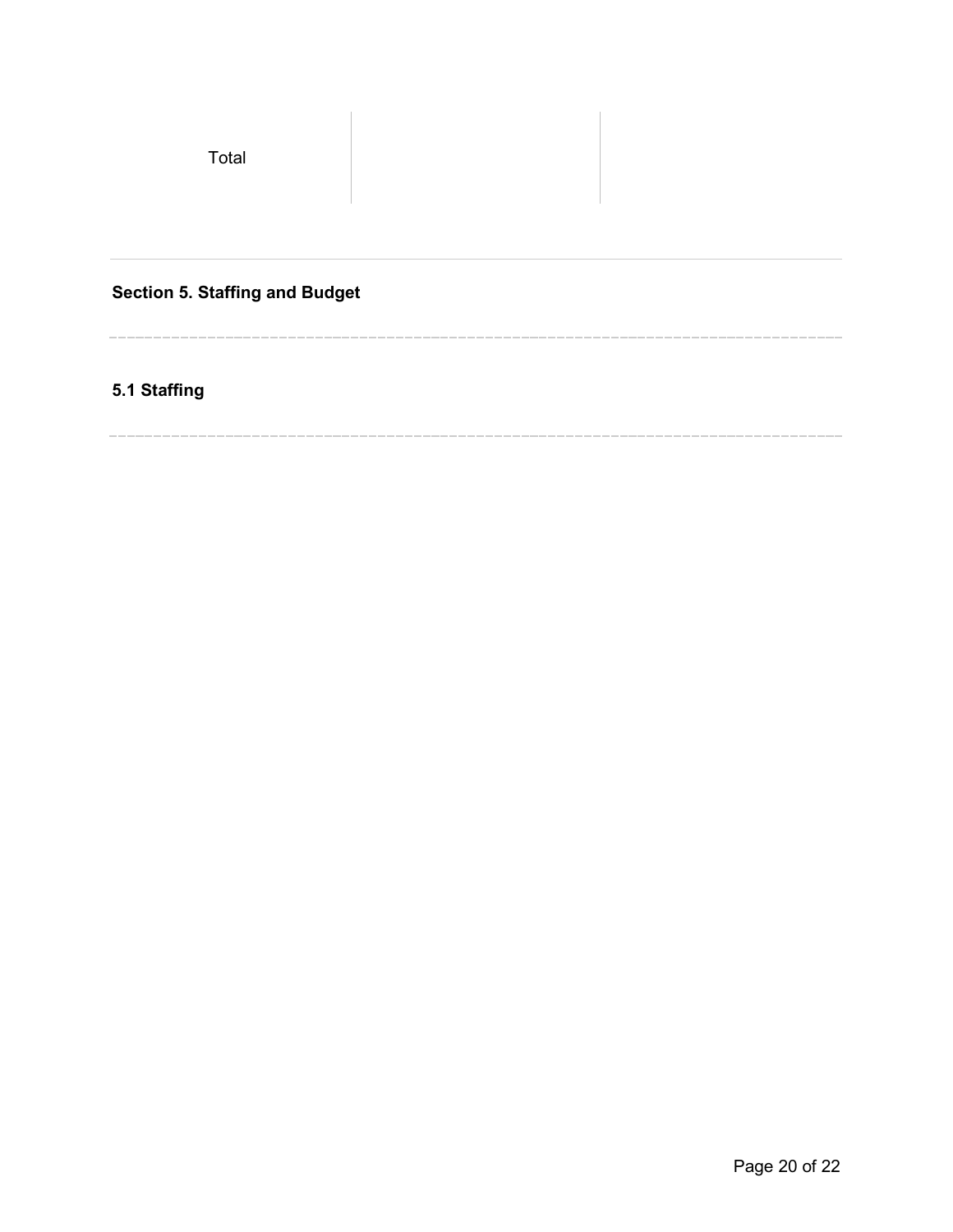| Total | | |
|---|---|---|

## Section 5. Staffing and Budget

### 5.1 Staffing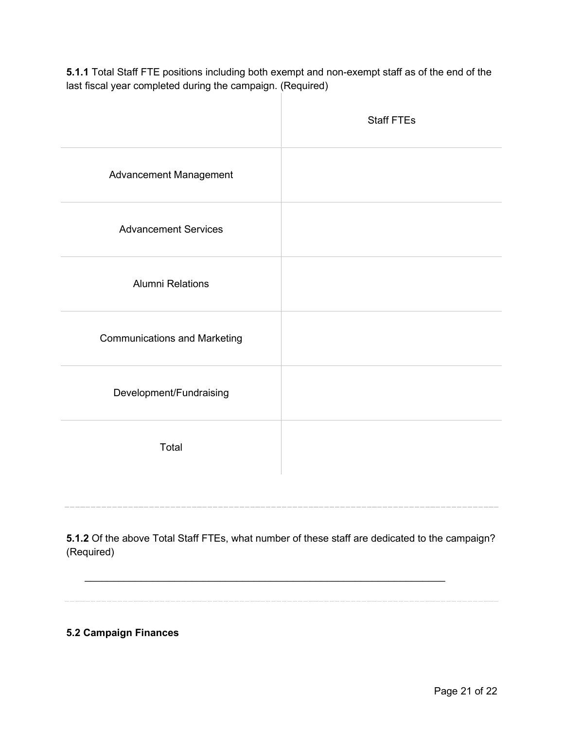**5.1.1** Total Staff FTE positions including both exempt and non-exempt staff as of the end of the last fiscal year completed during the campaign. (Required)

| | Staff FTEs |
|---|---|
| Advancement Management | |
| Advancement Services | |
| Alumni Relations | |
| Communications and Marketing | |
| Development/Fundraising | |
| Total | |

---

**5.1.2** Of the above Total Staff FTEs, what number of these staff are dedicated to the campaign? (Required)

______________________________________________________________

---

**5.2 Campaign Finances**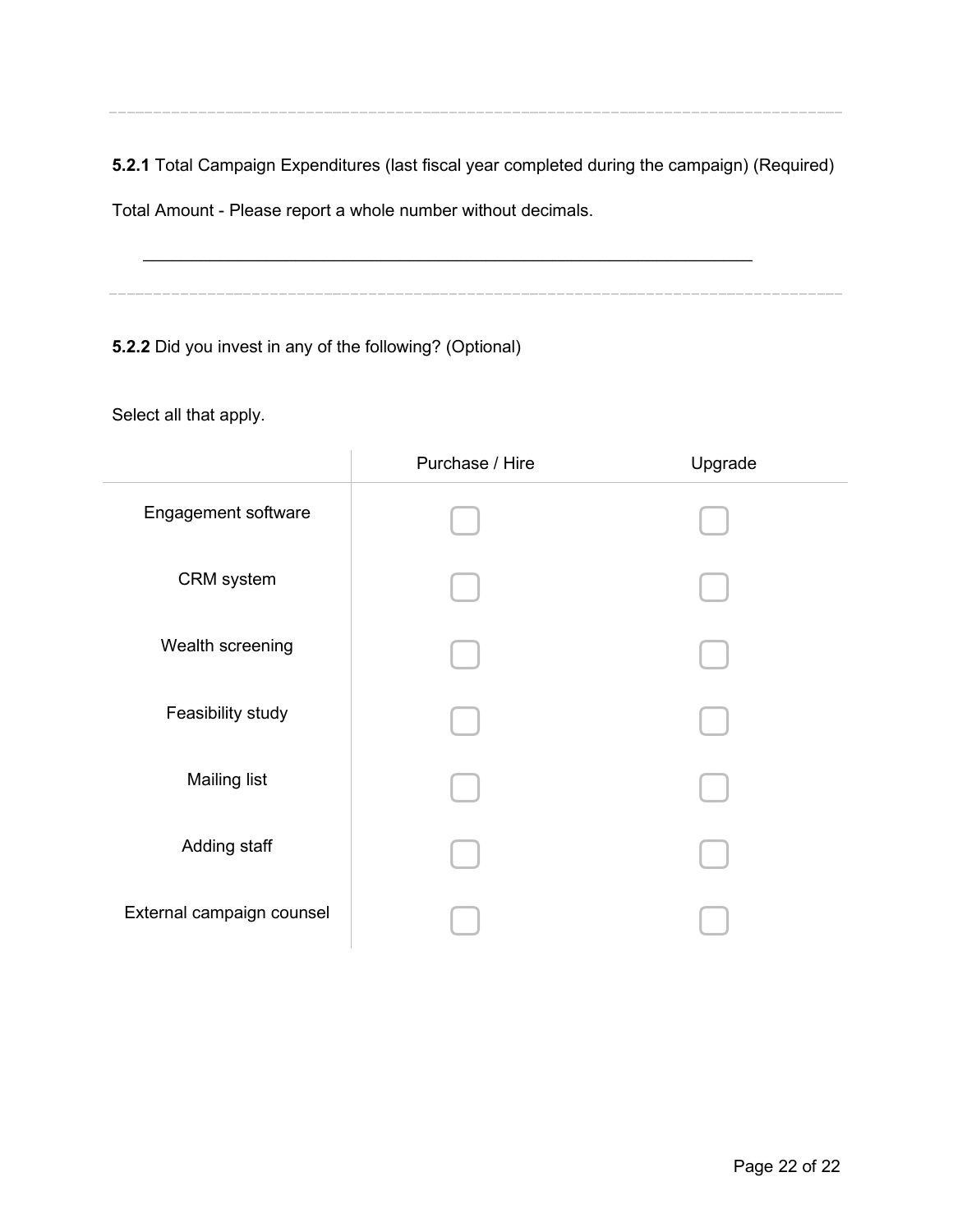---

**5.2.1** Total Campaign Expenditures (last fiscal year completed during the campaign) (Required)

Total Amount - Please report a whole number without decimals.

\_\_\_\_\_\_\_\_\_\_\_\_\_\_\_\_\_\_\_\_\_\_\_\_\_\_\_\_\_\_\_\_\_\_\_\_\_\_\_\_\_\_\_\_\_\_\_\_\_\_\_\_\_\_\_\_\_\_\_\_\_\_\_\_

---

**5.2.2** Did you invest in any of the following? (Optional)

Select all that apply.

| | Purchase / Hire | Upgrade |
|---|---|---|
| Engagement software | ☐ | ☐ |
| CRM system | ☐ | ☐ |
| Wealth screening | ☐ | ☐ |
| Feasibility study | ☐ | ☐ |
| Mailing list | ☐ | ☐ |
| Adding staff | ☐ | ☐ |
| External campaign counsel | ☐ | ☐ |